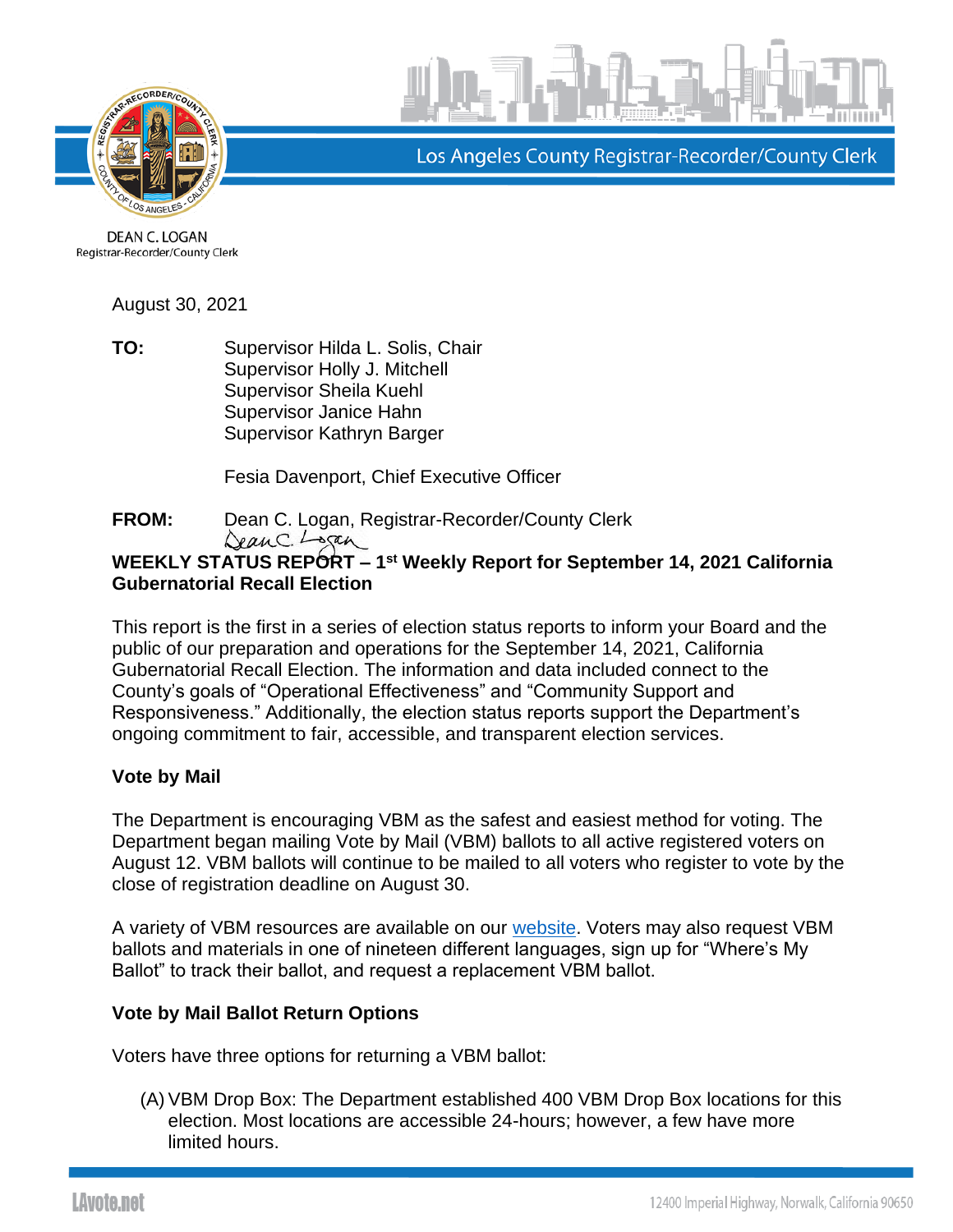Los Angeles County Registrar-Recorder/County Clerk

DEAN C. LOGAN
Registrar-Recorder/County Clerk

August 30, 2021

**TO:** Supervisor Hilda L. Solis, Chair
Supervisor Holly J. Mitchell
Supervisor Sheila Kuehl
Supervisor Janice Hahn
Supervisor Kathryn Barger

Fesia Davenport, Chief Executive Officer

**FROM:** Dean C. Logan, Registrar-Recorder/County Clerk

**WEEKLY STATUS REPORT – 1st Weekly Report for September 14, 2021 California Gubernatorial Recall Election**

This report is the first in a series of election status reports to inform your Board and the public of our preparation and operations for the September 14, 2021, California Gubernatorial Recall Election. The information and data included connect to the County's goals of "Operational Effectiveness" and "Community Support and Responsiveness." Additionally, the election status reports support the Department's ongoing commitment to fair, accessible, and transparent election services.

**Vote by Mail**

The Department is encouraging VBM as the safest and easiest method for voting. The Department began mailing Vote by Mail (VBM) ballots to all active registered voters on August 12. VBM ballots will continue to be mailed to all voters who register to vote by the close of registration deadline on August 30.

A variety of VBM resources are available on our website. Voters may also request VBM ballots and materials in one of nineteen different languages, sign up for "Where's My Ballot" to track their ballot, and request a replacement VBM ballot.

**Vote by Mail Ballot Return Options**

Voters have three options for returning a VBM ballot:

(A) VBM Drop Box: The Department established 400 VBM Drop Box locations for this election. Most locations are accessible 24-hours; however, a few have more limited hours.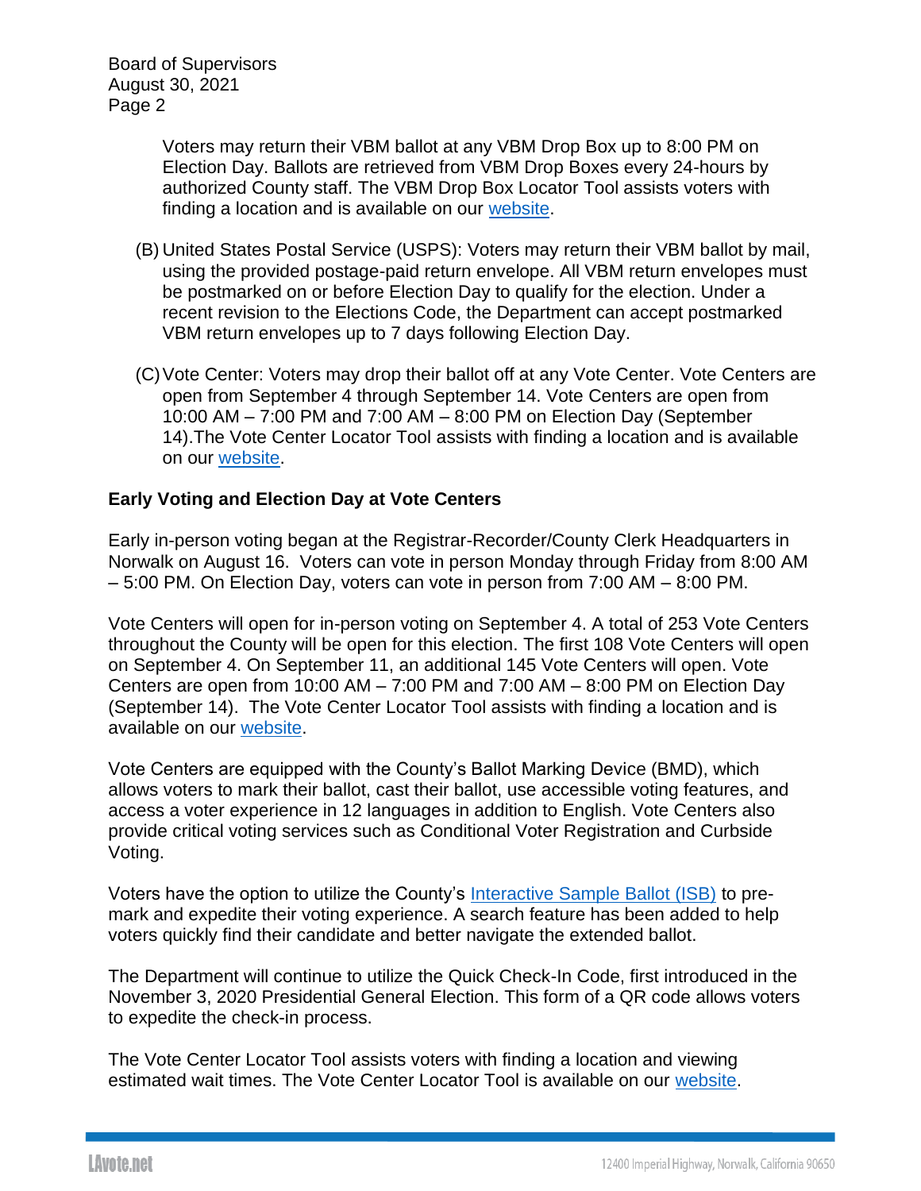Voters may return their VBM ballot at any VBM Drop Box up to 8:00 PM on Election Day. Ballots are retrieved from VBM Drop Boxes every 24-hours by authorized County staff. The VBM Drop Box Locator Tool assists voters with finding a location and is available on our website.

(B) United States Postal Service (USPS): Voters may return their VBM ballot by mail, using the provided postage-paid return envelope. All VBM return envelopes must be postmarked on or before Election Day to qualify for the election. Under a recent revision to the Elections Code, the Department can accept postmarked VBM return envelopes up to 7 days following Election Day.

(C) Vote Center: Voters may drop their ballot off at any Vote Center. Vote Centers are open from September 4 through September 14. Vote Centers are open from 10:00 AM – 7:00 PM and 7:00 AM – 8:00 PM on Election Day (September 14).The Vote Center Locator Tool assists with finding a location and is available on our website.

**Early Voting and Election Day at Vote Centers**

Early in-person voting began at the Registrar-Recorder/County Clerk Headquarters in Norwalk on August 16. Voters can vote in person Monday through Friday from 8:00 AM – 5:00 PM. On Election Day, voters can vote in person from 7:00 AM – 8:00 PM.

Vote Centers will open for in-person voting on September 4. A total of 253 Vote Centers throughout the County will be open for this election. The first 108 Vote Centers will open on September 4. On September 11, an additional 145 Vote Centers will open. Vote Centers are open from 10:00 AM – 7:00 PM and 7:00 AM – 8:00 PM on Election Day (September 14). The Vote Center Locator Tool assists with finding a location and is available on our website.

Vote Centers are equipped with the County's Ballot Marking Device (BMD), which allows voters to mark their ballot, cast their ballot, use accessible voting features, and access a voter experience in 12 languages in addition to English. Vote Centers also provide critical voting services such as Conditional Voter Registration and Curbside Voting.

Voters have the option to utilize the County's Interactive Sample Ballot (ISB) to pre-mark and expedite their voting experience. A search feature has been added to help voters quickly find their candidate and better navigate the extended ballot.

The Department will continue to utilize the Quick Check-In Code, first introduced in the November 3, 2020 Presidential General Election. This form of a QR code allows voters to expedite the check-in process.

The Vote Center Locator Tool assists voters with finding a location and viewing estimated wait times. The Vote Center Locator Tool is available on our website.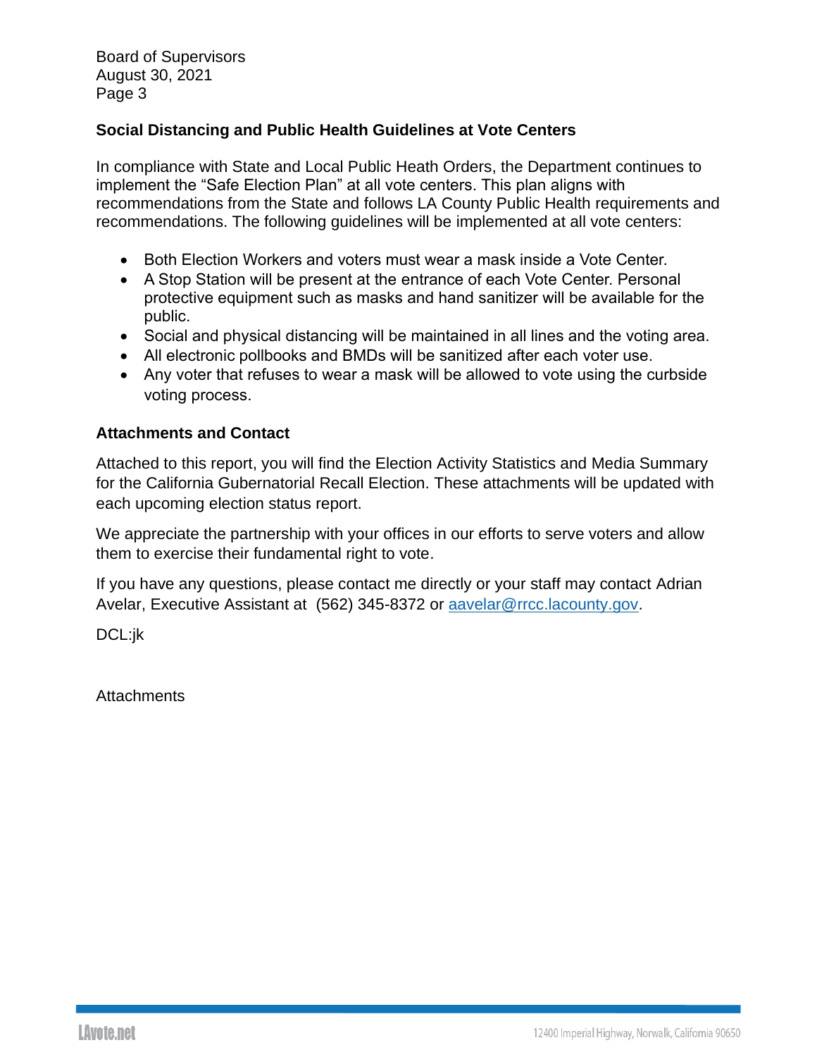## Social Distancing and Public Health Guidelines at Vote Centers

In compliance with State and Local Public Heath Orders, the Department continues to implement the "Safe Election Plan" at all vote centers. This plan aligns with recommendations from the State and follows LA County Public Health requirements and recommendations. The following guidelines will be implemented at all vote centers:

- Both Election Workers and voters must wear a mask inside a Vote Center.
- A Stop Station will be present at the entrance of each Vote Center. Personal protective equipment such as masks and hand sanitizer will be available for the public.
- Social and physical distancing will be maintained in all lines and the voting area.
- All electronic pollbooks and BMDs will be sanitized after each voter use.
- Any voter that refuses to wear a mask will be allowed to vote using the curbside voting process.

## Attachments and Contact

Attached to this report, you will find the Election Activity Statistics and Media Summary for the California Gubernatorial Recall Election. These attachments will be updated with each upcoming election status report.

We appreciate the partnership with your offices in our efforts to serve voters and allow them to exercise their fundamental right to vote.

If you have any questions, please contact me directly or your staff may contact Adrian Avelar, Executive Assistant at (562) 345-8372 or aavelar@rrcc.lacounty.gov.

DCL:jk

Attachments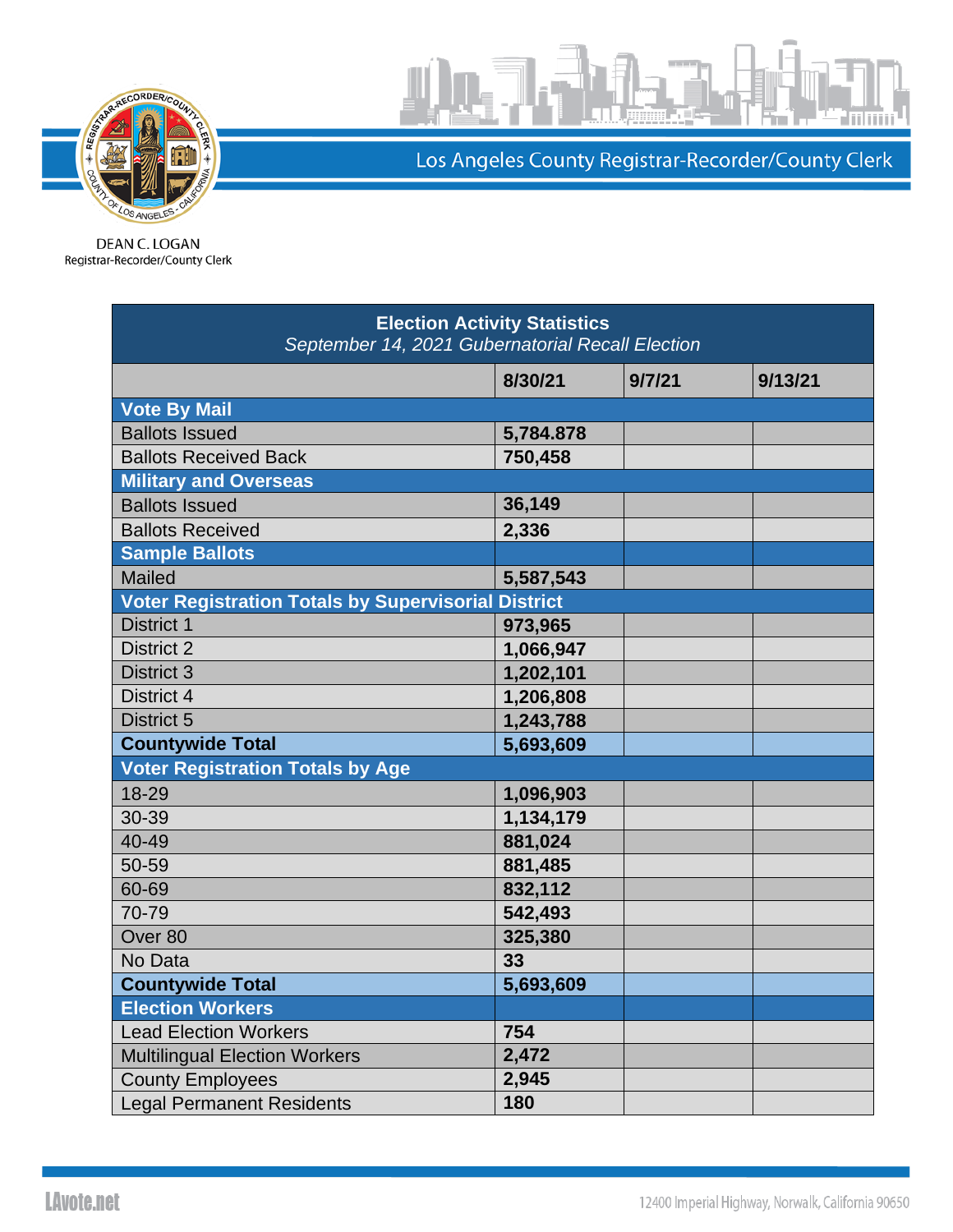Los Angeles County Registrar-Recorder/County Clerk

DEAN C. LOGAN
Registrar-Recorder/County Clerk

| **Election Activity Statistics**<br>*September 14, 2021 Gubernatorial Recall Election* | | | |
|---|---|---|---|
| | **8/30/21** | **9/7/21** | **9/13/21** |
| **Vote By Mail** | | | |
| Ballots Issued | **5,784.878** | | |
| Ballots Received Back | **750,458** | | |
| **Military and Overseas** | | | |
| Ballots Issued | **36,149** | | |
| Ballots Received | **2,336** | | |
| **Sample Ballots** | | | |
| Mailed | **5,587,543** | | |
| **Voter Registration Totals by Supervisorial District** | | | |
| District 1 | **973,965** | | |
| District 2 | **1,066,947** | | |
| District 3 | **1,202,101** | | |
| District 4 | **1,206,808** | | |
| District 5 | **1,243,788** | | |
| **Countywide Total** | **5,693,609** | | |
| **Voter Registration Totals by Age** | | | |
| 18-29 | **1,096,903** | | |
| 30-39 | **1,134,179** | | |
| 40-49 | **881,024** | | |
| 50-59 | **881,485** | | |
| 60-69 | **832,112** | | |
| 70-79 | **542,493** | | |
| Over 80 | **325,380** | | |
| No Data | **33** | | |
| **Countywide Total** | **5,693,609** | | |
| **Election Workers** | | | |
| Lead Election Workers | **754** | | |
| Multilingual Election Workers | **2,472** | | |
| County Employees | **2,945** | | |
| Legal Permanent Residents | **180** | | |

LAvote.net

12400 Imperial Highway, Norwalk, California 90650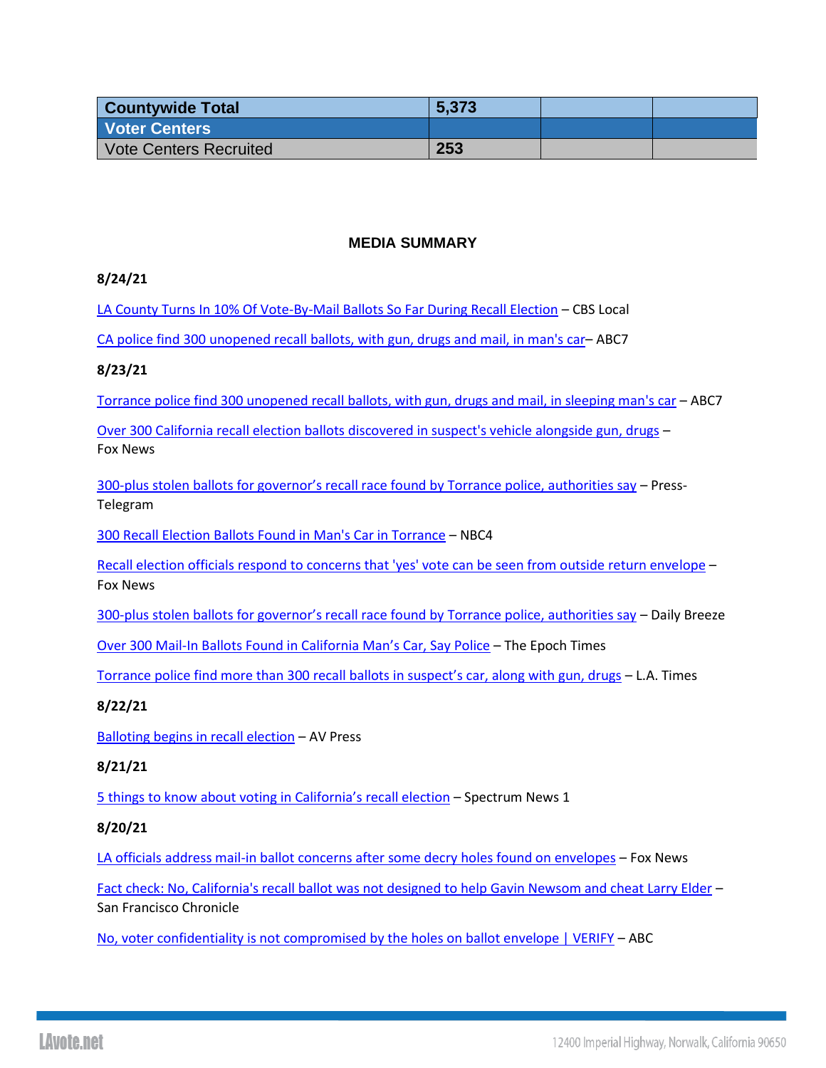| Countywide Total | 5,373 | | |
|---|---|---|---|
| **Voter Centers** | | | |
| Vote Centers Recruited | **253** | | |

## MEDIA SUMMARY

**8/24/21**

LA County Turns In 10% Of Vote-By-Mail Ballots So Far During Recall Election – CBS Local

CA police find 300 unopened recall ballots, with gun, drugs and mail, in man's car– ABC7

**8/23/21**

Torrance police find 300 unopened recall ballots, with gun, drugs and mail, in sleeping man's car – ABC7

Over 300 California recall election ballots discovered in suspect's vehicle alongside gun, drugs – Fox News

300-plus stolen ballots for governor's recall race found by Torrance police, authorities say – Press-Telegram

300 Recall Election Ballots Found in Man's Car in Torrance – NBC4

Recall election officials respond to concerns that 'yes' vote can be seen from outside return envelope – Fox News

300-plus stolen ballots for governor's recall race found by Torrance police, authorities say – Daily Breeze

Over 300 Mail-In Ballots Found in California Man's Car, Say Police – The Epoch Times

Torrance police find more than 300 recall ballots in suspect's car, along with gun, drugs – L.A. Times

**8/22/21**

Balloting begins in recall election – AV Press

**8/21/21**

5 things to know about voting in California's recall election – Spectrum News 1

**8/20/21**

LA officials address mail-in ballot concerns after some decry holes found on envelopes – Fox News

Fact check: No, California's recall ballot was not designed to help Gavin Newsom and cheat Larry Elder – San Francisco Chronicle

No, voter confidentiality is not compromised by the holes on ballot envelope | VERIFY – ABC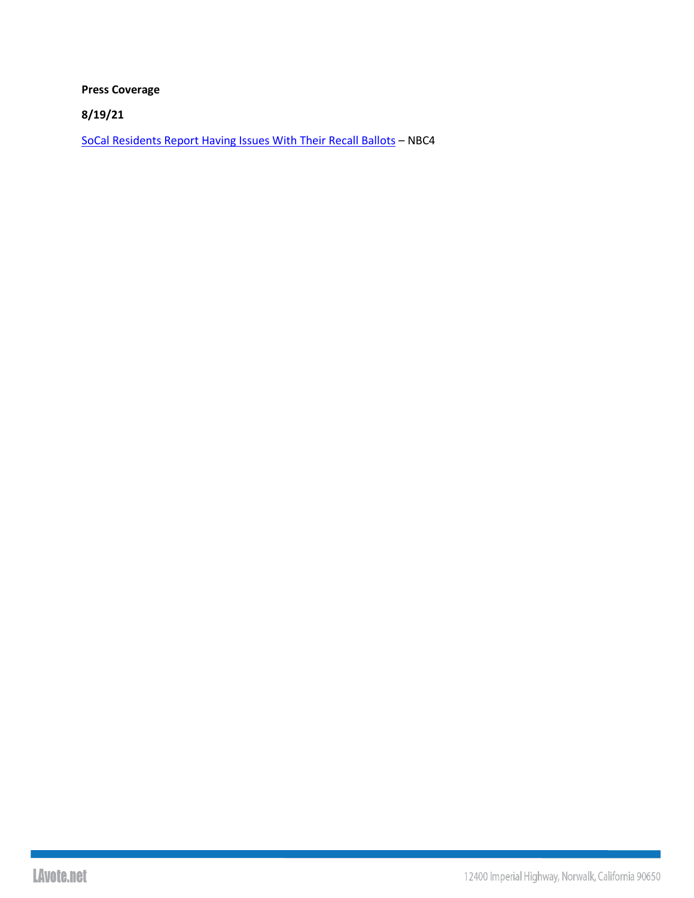**Press Coverage**

**8/19/21**

SoCal Residents Report Having Issues With Their Recall Ballots – NBC4